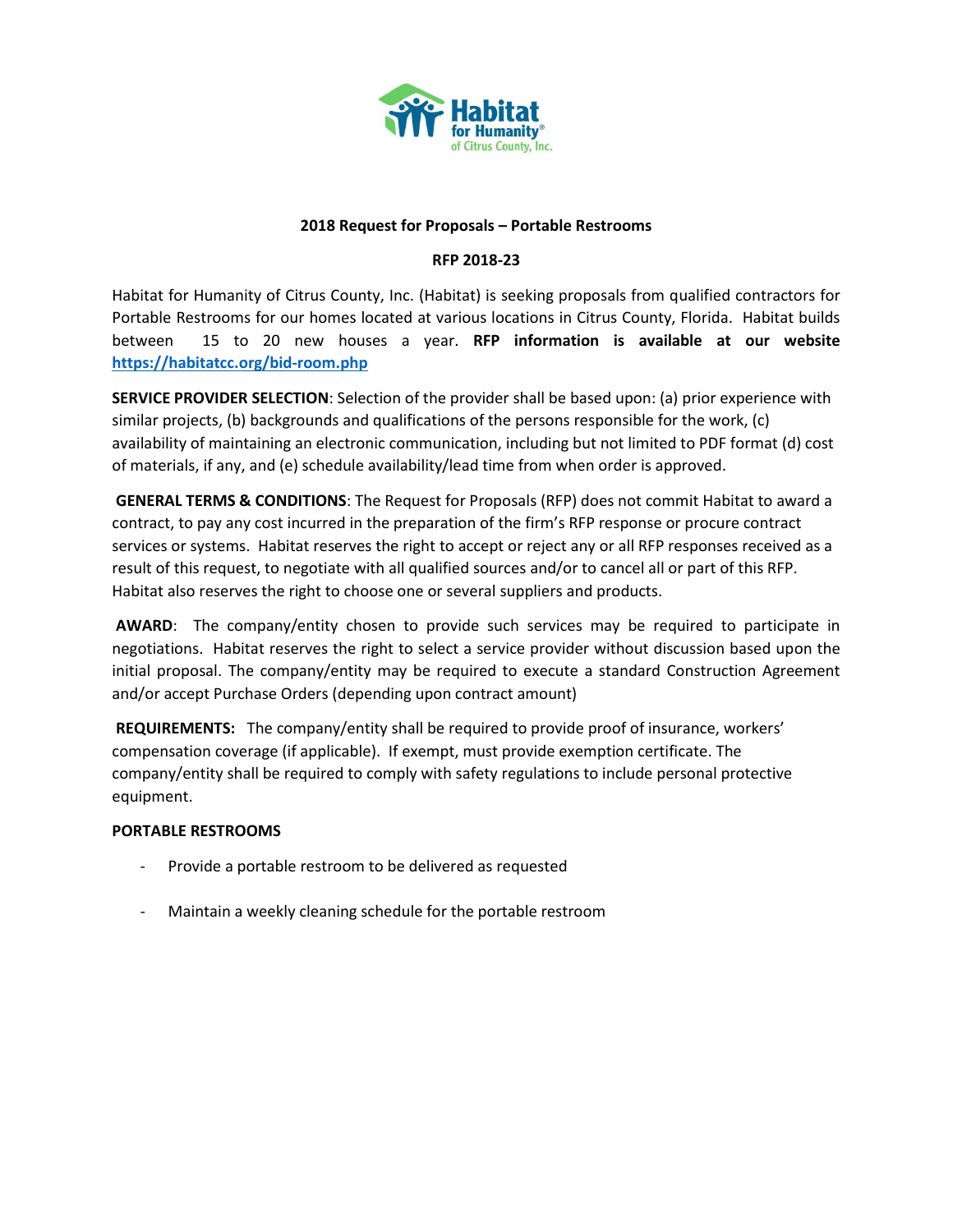Habitat for Humanity of Citrus County, Inc.

**2018 Request for Proposals – Portable Restrooms**

**RFP 2018-23**

Habitat for Humanity of Citrus County, Inc. (Habitat) is seeking proposals from qualified contractors for Portable Restrooms for our homes located at various locations in Citrus County, Florida. Habitat builds between 15 to 20 new houses a year. **RFP information is available at our website https://habitatcc.org/bid-room.php**

**SERVICE PROVIDER SELECTION**: Selection of the provider shall be based upon: (a) prior experience with similar projects, (b) backgrounds and qualifications of the persons responsible for the work, (c) availability of maintaining an electronic communication, including but not limited to PDF format (d) cost of materials, if any, and (e) schedule availability/lead time from when order is approved.

**GENERAL TERMS & CONDITIONS**: The Request for Proposals (RFP) does not commit Habitat to award a contract, to pay any cost incurred in the preparation of the firm's RFP response or procure contract services or systems. Habitat reserves the right to accept or reject any or all RFP responses received as a result of this request, to negotiate with all qualified sources and/or to cancel all or part of this RFP. Habitat also reserves the right to choose one or several suppliers and products.

**AWARD**: The company/entity chosen to provide such services may be required to participate in negotiations. Habitat reserves the right to select a service provider without discussion based upon the initial proposal. The company/entity may be required to execute a standard Construction Agreement and/or accept Purchase Orders (depending upon contract amount)

**REQUIREMENTS:** The company/entity shall be required to provide proof of insurance, workers' compensation coverage (if applicable). If exempt, must provide exemption certificate. The company/entity shall be required to comply with safety regulations to include personal protective equipment.

**PORTABLE RESTROOMS**

- Provide a portable restroom to be delivered as requested
- Maintain a weekly cleaning schedule for the portable restroom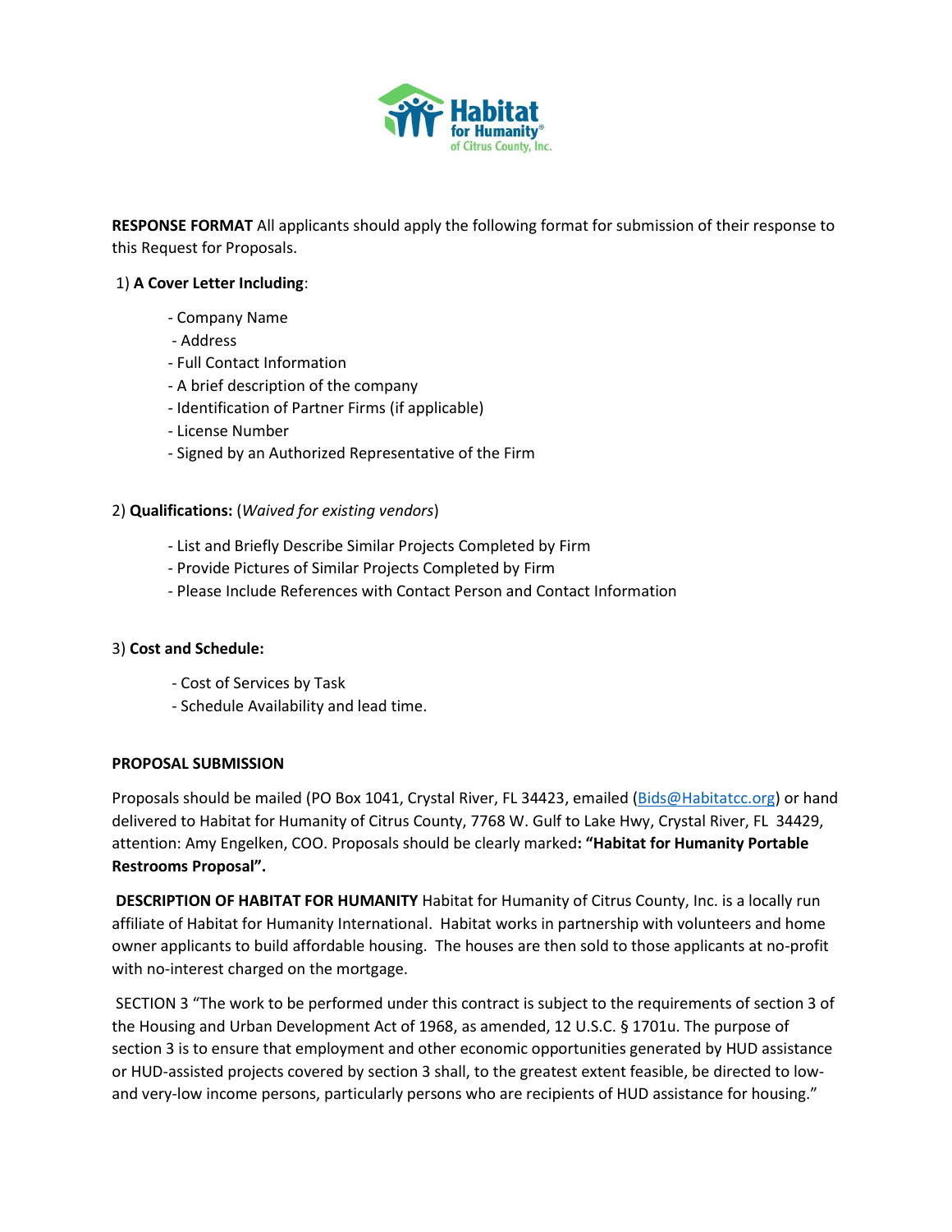**RESPONSE FORMAT** All applicants should apply the following format for submission of their response to this Request for Proposals.

1) **A Cover Letter Including**:

- Company Name
- Address
- Full Contact Information
- A brief description of the company
- Identification of Partner Firms (if applicable)
- License Number
- Signed by an Authorized Representative of the Firm

2) **Qualifications:** (*Waived for existing vendors*)

- List and Briefly Describe Similar Projects Completed by Firm
- Provide Pictures of Similar Projects Completed by Firm
- Please Include References with Contact Person and Contact Information

3) **Cost and Schedule:**

- Cost of Services by Task
- Schedule Availability and lead time.

**PROPOSAL SUBMISSION**

Proposals should be mailed (PO Box 1041, Crystal River, FL 34423, emailed (Bids@Habitatcc.org) or hand delivered to Habitat for Humanity of Citrus County, 7768 W. Gulf to Lake Hwy, Crystal River, FL 34429, attention: Amy Engelken, COO. Proposals should be clearly marked**: "Habitat for Humanity Portable Restrooms Proposal".**

**DESCRIPTION OF HABITAT FOR HUMANITY** Habitat for Humanity of Citrus County, Inc. is a locally run affiliate of Habitat for Humanity International. Habitat works in partnership with volunteers and home owner applicants to build affordable housing. The houses are then sold to those applicants at no-profit with no-interest charged on the mortgage.

SECTION 3 "The work to be performed under this contract is subject to the requirements of section 3 of the Housing and Urban Development Act of 1968, as amended, 12 U.S.C. § 1701u. The purpose of section 3 is to ensure that employment and other economic opportunities generated by HUD assistance or HUD-assisted projects covered by section 3 shall, to the greatest extent feasible, be directed to low- and very-low income persons, particularly persons who are recipients of HUD assistance for housing."